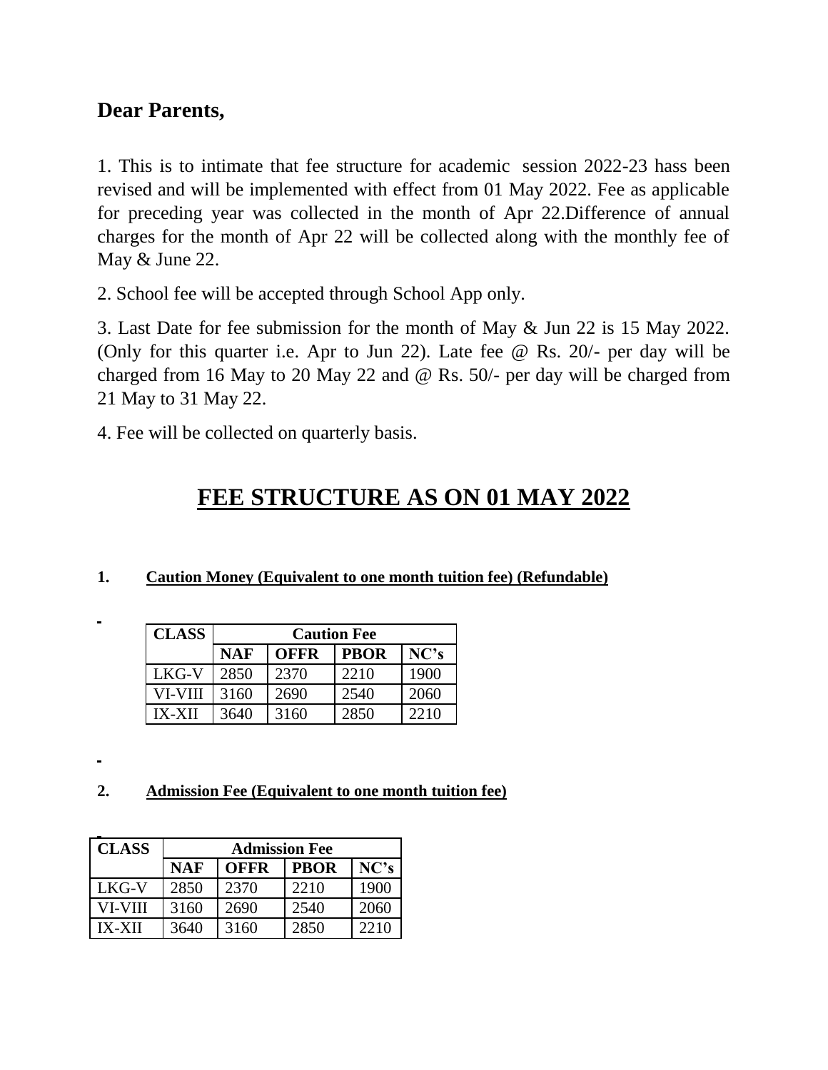**Dear Parents,**

1. This is to intimate that fee structure for academic session 2022-23 hass been revised and will be implemented with effect from 01 May 2022. Fee as applicable for preceding year was collected in the month of Apr 22.Difference of annual charges for the month of Apr 22 will be collected along with the monthly fee of May & June 22.

2. School fee will be accepted through School App only.

3. Last Date for fee submission for the month of May & Jun 22 is 15 May 2022. (Only for this quarter i.e. Apr to Jun 22). Late fee @ Rs. 20/- per day will be charged from 16 May to 20 May 22 and @ Rs. 50/- per day will be charged from 21 May to 31 May 22.

4. Fee will be collected on quarterly basis.

# FEE STRUCTURE AS ON 01 MAY 2022

**1. Caution Money (Equivalent to one month tuition fee) (Refundable)**

| CLASS | Caution Fee | | | |
|---|---|---|---|---|
| | NAF | OFFR | PBOR | NC's |
| LKG-V | 2850 | 2370 | 2210 | 1900 |
| VI-VIII | 3160 | 2690 | 2540 | 2060 |
| IX-XII | 3640 | 3160 | 2850 | 2210 |

**2. Admission Fee (Equivalent to one month tuition fee)**

| CLASS | Admission Fee | | | |
|---|---|---|---|---|
| | NAF | OFFR | PBOR | NC's |
| LKG-V | 2850 | 2370 | 2210 | 1900 |
| VI-VIII | 3160 | 2690 | 2540 | 2060 |
| IX-XII | 3640 | 3160 | 2850 | 2210 |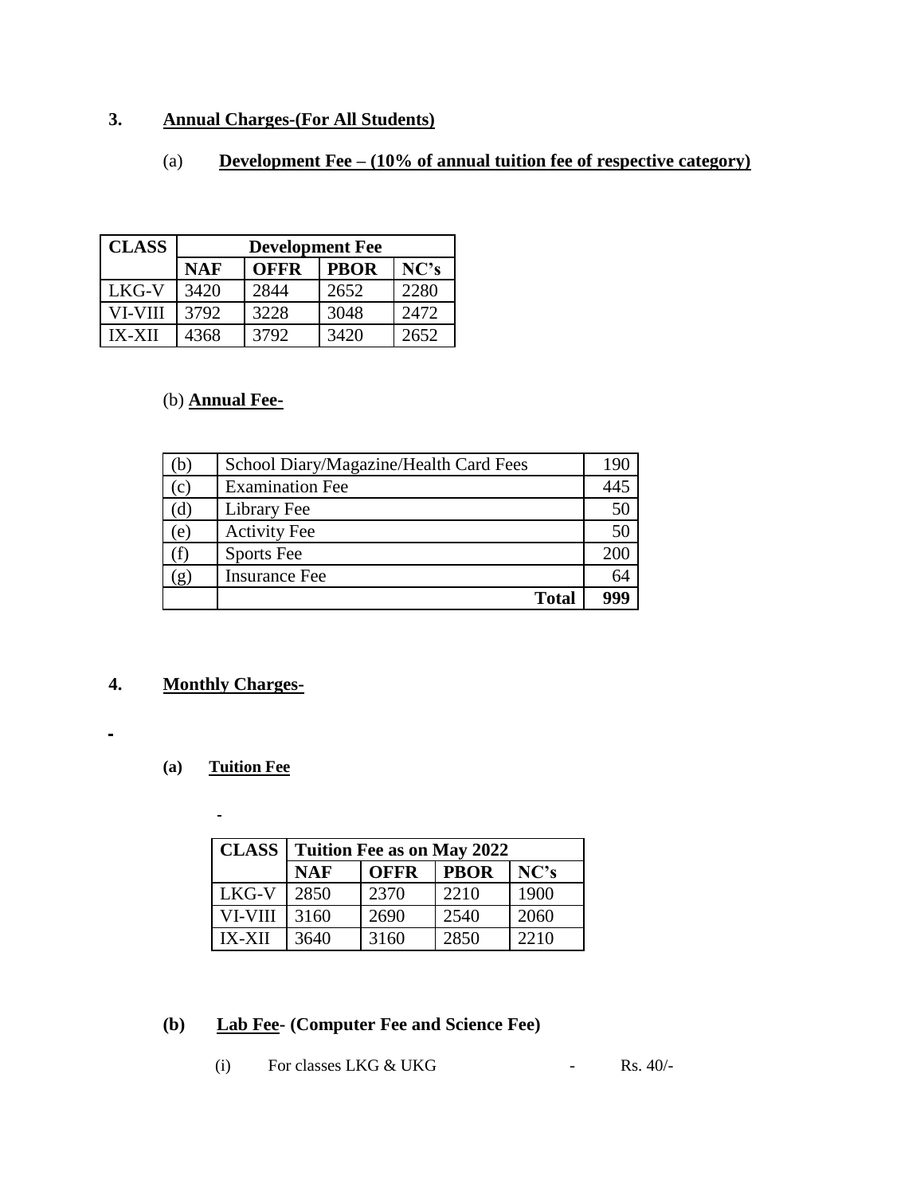## 3. Annual Charges-(For All Students)

### (a) Development Fee – (10% of annual tuition fee of respective category)

| CLASS | Development Fee | | | |
|---|---|---|---|---|
| | **NAF** | **OFFR** | **PBOR** | **NC's** |
| LKG-V | 3420 | 2844 | 2652 | 2280 |
| VI-VIII | 3792 | 3228 | 3048 | 2472 |
| IX-XII | 4368 | 3792 | 3420 | 2652 |

### (b) Annual Fee-

| | | |
|---|---|---|
| (b) | School Diary/Magazine/Health Card Fees | 190 |
| (c) | Examination Fee | 445 |
| (d) | Library Fee | 50 |
| (e) | Activity Fee | 50 |
| (f) | Sports Fee | 200 |
| (g) | Insurance Fee | 64 |
| | **Total** | **999** |

## 4. Monthly Charges-

### (a) Tuition Fee

| CLASS | Tuition Fee as on May 2022 | | | |
|---|---|---|---|---|
| | **NAF** | **OFFR** | **PBOR** | **NC's** |
| LKG-V | 2850 | 2370 | 2210 | 1900 |
| VI-VIII | 3160 | 2690 | 2540 | 2060 |
| IX-XII | 3640 | 3160 | 2850 | 2210 |

### (b) Lab Fee- (Computer Fee and Science Fee)

(i) For classes LKG & UKG - Rs. 40/-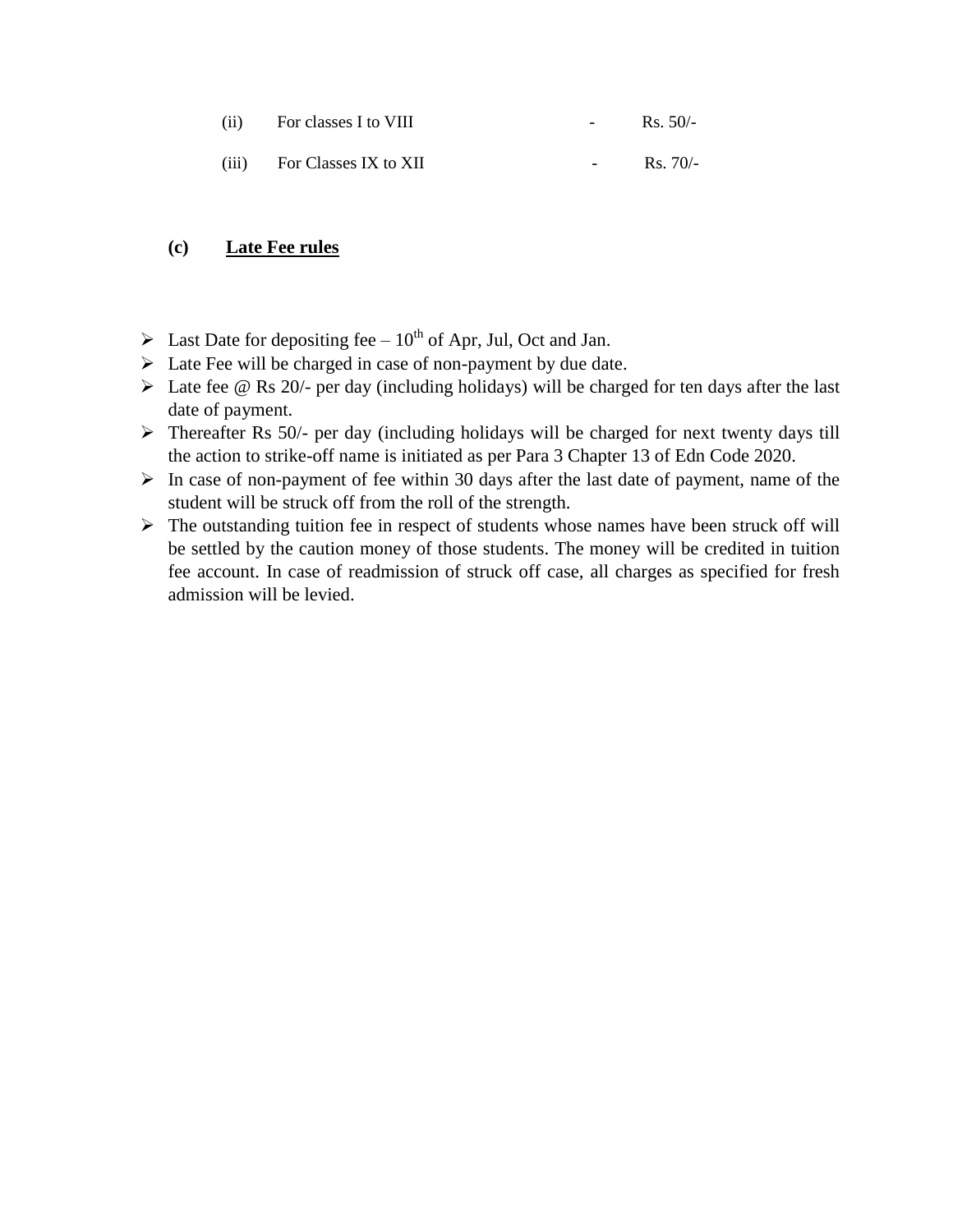| | | | |
|---|---|---|---|
| (ii) | For classes I to VIII | - | Rs. 50/- |
| (iii) | For Classes IX to XII | - | Rs. 70/- |

**(c) <u>Late Fee rules</u>**

- Last Date for depositing fee – 10th of Apr, Jul, Oct and Jan.
- Late Fee will be charged in case of non-payment by due date.
- Late fee @ Rs 20/- per day (including holidays) will be charged for ten days after the last date of payment.
- Thereafter Rs 50/- per day (including holidays will be charged for next twenty days till the action to strike-off name is initiated as per Para 3 Chapter 13 of Edn Code 2020.
- In case of non-payment of fee within 30 days after the last date of payment, name of the student will be struck off from the roll of the strength.
- The outstanding tuition fee in respect of students whose names have been struck off will be settled by the caution money of those students. The money will be credited in tuition fee account. In case of readmission of struck off case, all charges as specified for fresh admission will be levied.